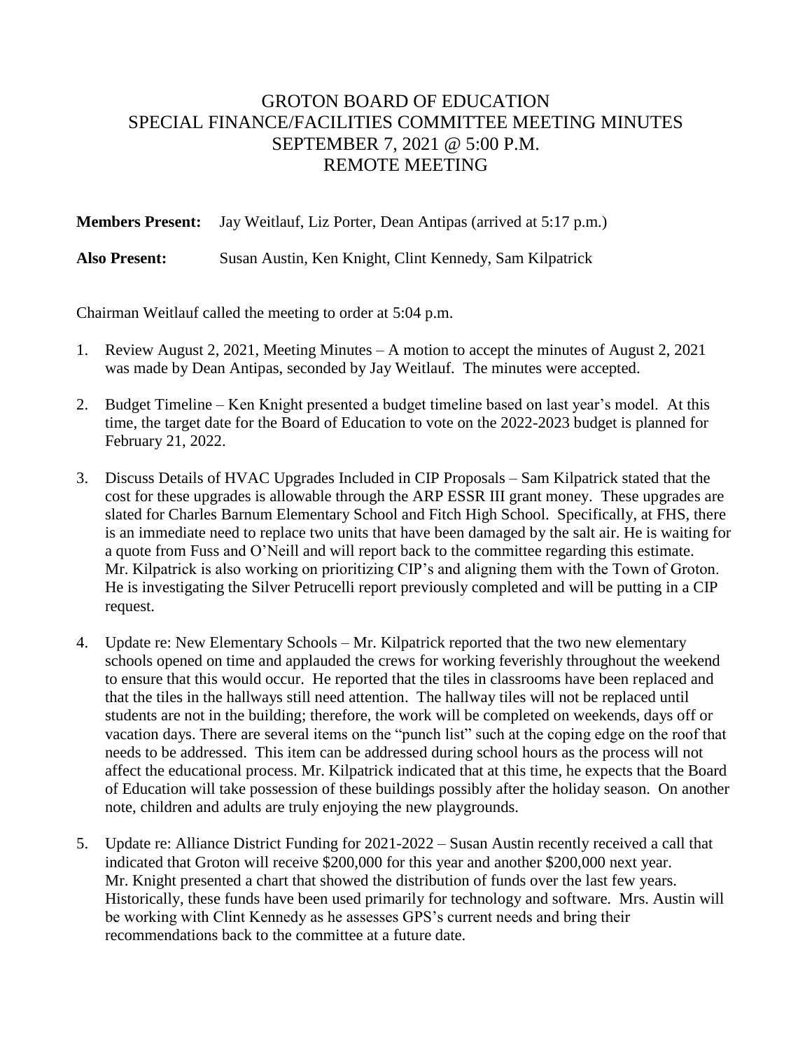# GROTON BOARD OF EDUCATION
## SPECIAL FINANCE/FACILITIES COMMITTEE MEETING MINUTES
## SEPTEMBER 7, 2021 @ 5:00 P.M.
## REMOTE MEETING

**Members Present:** Jay Weitlauf, Liz Porter, Dean Antipas (arrived at 5:17 p.m.)

**Also Present:** Susan Austin, Ken Knight, Clint Kennedy, Sam Kilpatrick

Chairman Weitlauf called the meeting to order at 5:04 p.m.

1. Review August 2, 2021, Meeting Minutes – A motion to accept the minutes of August 2, 2021 was made by Dean Antipas, seconded by Jay Weitlauf. The minutes were accepted.

2. Budget Timeline – Ken Knight presented a budget timeline based on last year's model. At this time, the target date for the Board of Education to vote on the 2022-2023 budget is planned for February 21, 2022.

3. Discuss Details of HVAC Upgrades Included in CIP Proposals – Sam Kilpatrick stated that the cost for these upgrades is allowable through the ARP ESSR III grant money. These upgrades are slated for Charles Barnum Elementary School and Fitch High School. Specifically, at FHS, there is an immediate need to replace two units that have been damaged by the salt air. He is waiting for a quote from Fuss and O'Neill and will report back to the committee regarding this estimate. Mr. Kilpatrick is also working on prioritizing CIP's and aligning them with the Town of Groton. He is investigating the Silver Petrucelli report previously completed and will be putting in a CIP request.

4. Update re: New Elementary Schools – Mr. Kilpatrick reported that the two new elementary schools opened on time and applauded the crews for working feverishly throughout the weekend to ensure that this would occur. He reported that the tiles in classrooms have been replaced and that the tiles in the hallways still need attention. The hallway tiles will not be replaced until students are not in the building; therefore, the work will be completed on weekends, days off or vacation days. There are several items on the "punch list" such at the coping edge on the roof that needs to be addressed. This item can be addressed during school hours as the process will not affect the educational process. Mr. Kilpatrick indicated that at this time, he expects that the Board of Education will take possession of these buildings possibly after the holiday season. On another note, children and adults are truly enjoying the new playgrounds.

5. Update re: Alliance District Funding for 2021-2022 – Susan Austin recently received a call that indicated that Groton will receive $200,000 for this year and another $200,000 next year. Mr. Knight presented a chart that showed the distribution of funds over the last few years. Historically, these funds have been used primarily for technology and software. Mrs. Austin will be working with Clint Kennedy as he assesses GPS's current needs and bring their recommendations back to the committee at a future date.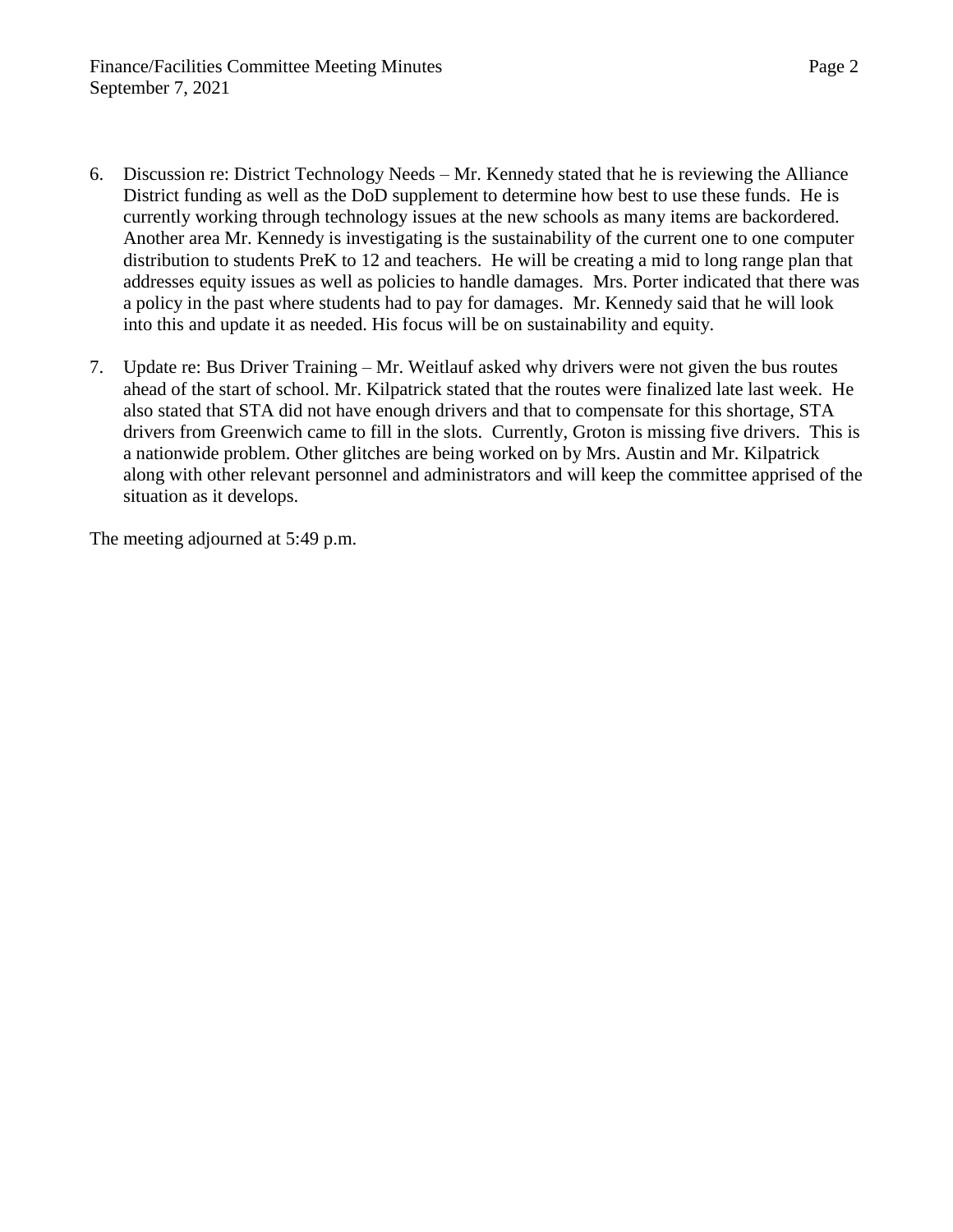6. Discussion re: District Technology Needs – Mr. Kennedy stated that he is reviewing the Alliance District funding as well as the DoD supplement to determine how best to use these funds. He is currently working through technology issues at the new schools as many items are backordered. Another area Mr. Kennedy is investigating is the sustainability of the current one to one computer distribution to students PreK to 12 and teachers. He will be creating a mid to long range plan that addresses equity issues as well as policies to handle damages. Mrs. Porter indicated that there was a policy in the past where students had to pay for damages. Mr. Kennedy said that he will look into this and update it as needed. His focus will be on sustainability and equity.

7. Update re: Bus Driver Training – Mr. Weitlauf asked why drivers were not given the bus routes ahead of the start of school. Mr. Kilpatrick stated that the routes were finalized late last week. He also stated that STA did not have enough drivers and that to compensate for this shortage, STA drivers from Greenwich came to fill in the slots. Currently, Groton is missing five drivers. This is a nationwide problem. Other glitches are being worked on by Mrs. Austin and Mr. Kilpatrick along with other relevant personnel and administrators and will keep the committee apprised of the situation as it develops.

The meeting adjourned at 5:49 p.m.